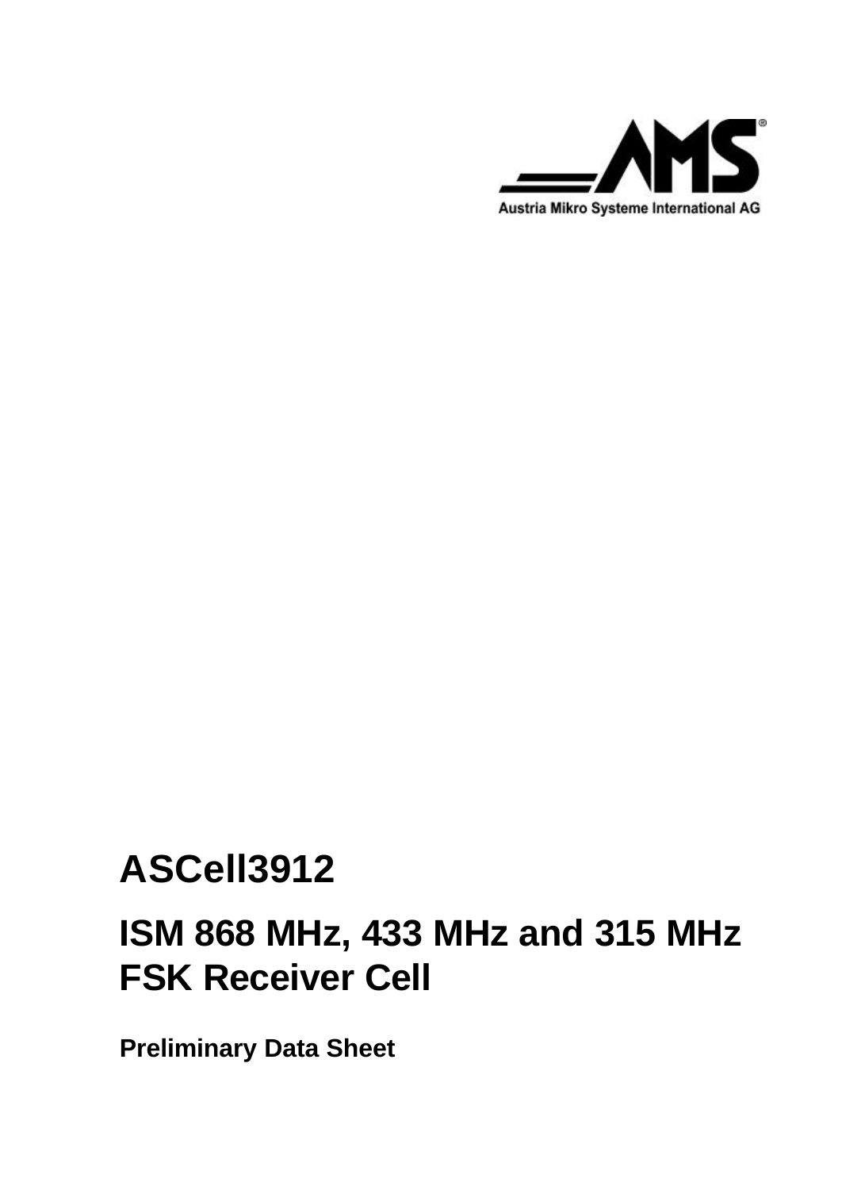Austria Mikro Systeme International AG

# ASCell3912

## ISM 868 MHz, 433 MHz and 315 MHz FSK Receiver Cell

**Preliminary Data Sheet**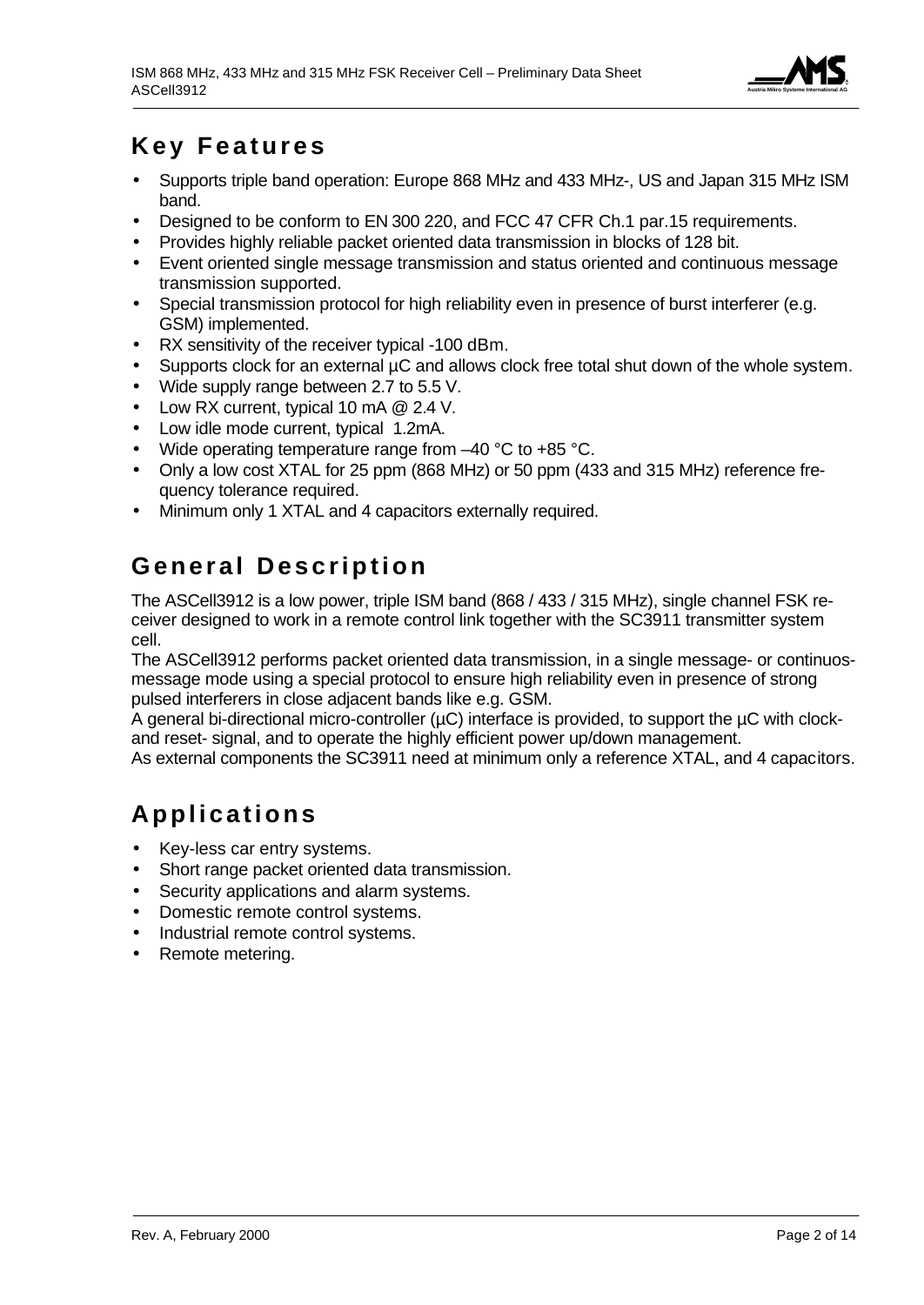## Key Features

- Supports triple band operation: Europe 868 MHz and 433 MHz-, US and Japan 315 MHz ISM band.
- Designed to be conform to EN 300 220, and FCC 47 CFR Ch.1 par.15 requirements.
- Provides highly reliable packet oriented data transmission in blocks of 128 bit.
- Event oriented single message transmission and status oriented and continuous message transmission supported.
- Special transmission protocol for high reliability even in presence of burst interferer (e.g. GSM) implemented.
- RX sensitivity of the receiver typical -100 dBm.
- Supports clock for an external µC and allows clock free total shut down of the whole system.
- Wide supply range between 2.7 to 5.5 V.
- Low RX current, typical 10 mA @ 2.4 V.
- Low idle mode current, typical 1.2mA.
- Wide operating temperature range from –40 °C to +85 °C.
- Only a low cost XTAL for 25 ppm (868 MHz) or 50 ppm (433 and 315 MHz) reference frequency tolerance required.
- Minimum only 1 XTAL and 4 capacitors externally required.

## General Description

The ASCell3912 is a low power, triple ISM band (868 / 433 / 315 MHz), single channel FSK receiver designed to work in a remote control link together with the SC3911 transmitter system cell.
The ASCell3912 performs packet oriented data transmission, in a single message- or continuos-message mode using a special protocol to ensure high reliability even in presence of strong pulsed interferers in close adjacent bands like e.g. GSM.
A general bi-directional micro-controller (µC) interface is provided, to support the µC with clock- and reset- signal, and to operate the highly efficient power up/down management.
As external components the SC3911 need at minimum only a reference XTAL, and 4 capacitors.

## Applications

- Key-less car entry systems.
- Short range packet oriented data transmission.
- Security applications and alarm systems.
- Domestic remote control systems.
- Industrial remote control systems.
- Remote metering.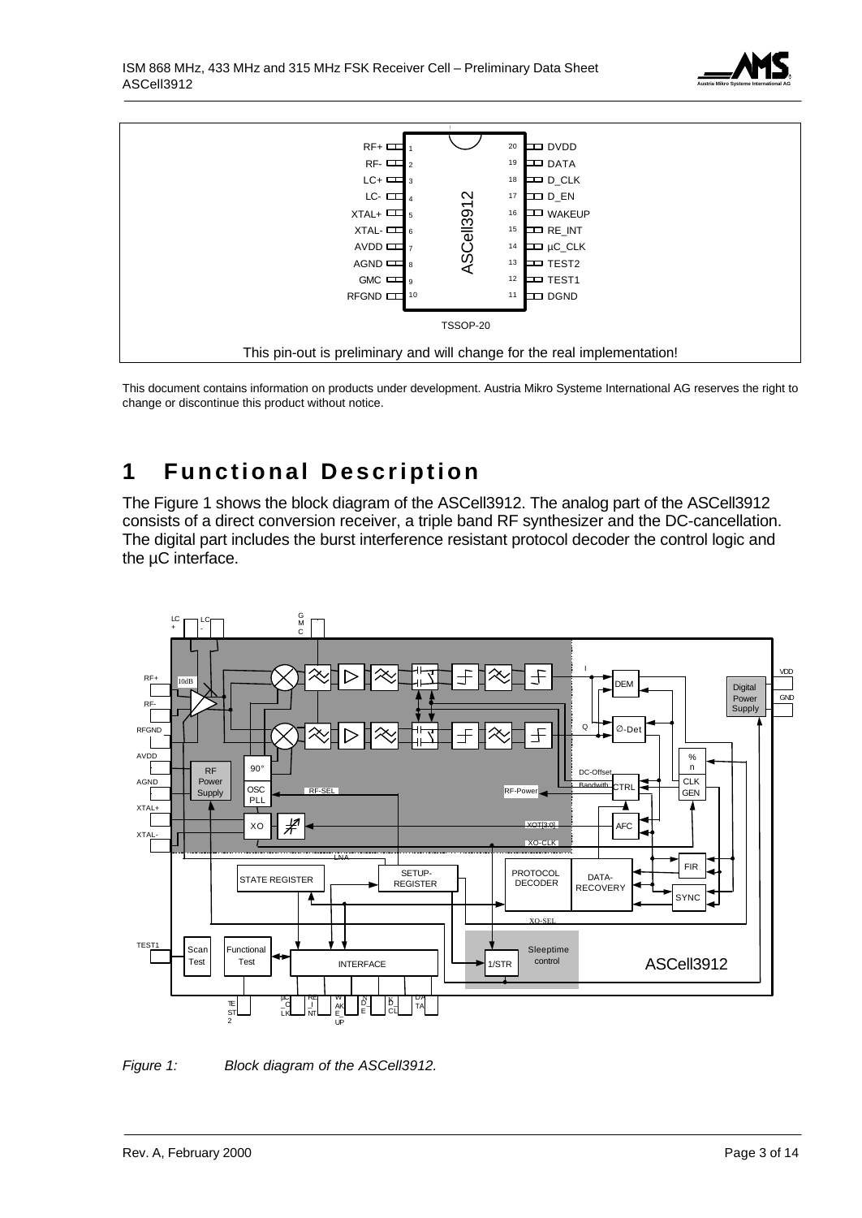This pin-out is preliminary and will change for the real implementation!

This document contains information on products under development. Austria Mikro Systeme International AG reserves the right to change or discontinue this product without notice.

# 1 Functional Description

The Figure 1 shows the block diagram of the ASCell3912. The analog part of the ASCell3912 consists of a direct conversion receiver, a triple band RF synthesizer and the DC-cancellation. The digital part includes the burst interference resistant protocol decoder the control logic and the µC interface.

*Figure 1: Block diagram of the ASCell3912.*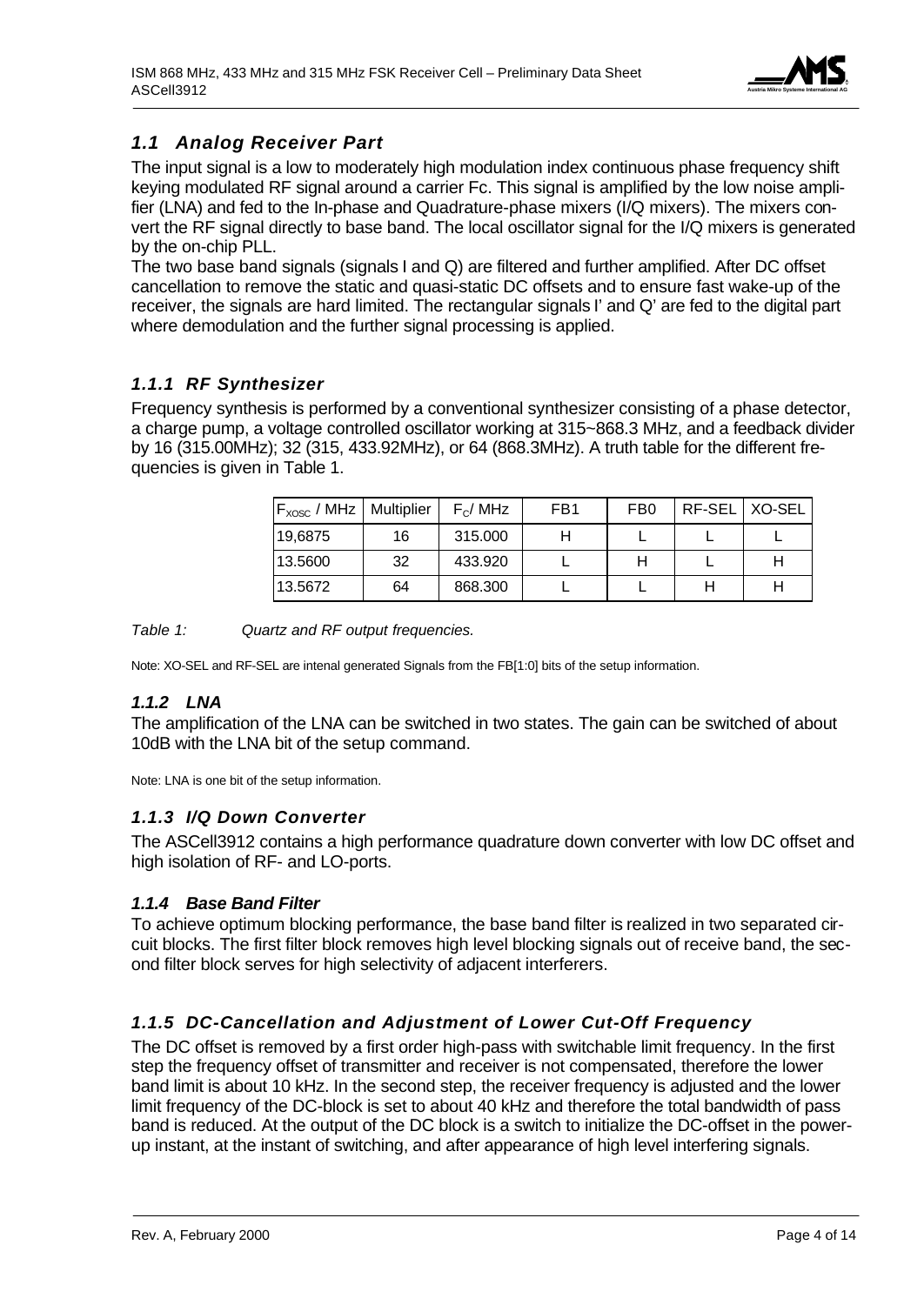## *1.1 Analog Receiver Part*

The input signal is a low to moderately high modulation index continuous phase frequency shift keying modulated RF signal around a carrier Fc. This signal is amplified by the low noise amplifier (LNA) and fed to the In-phase and Quadrature-phase mixers (I/Q mixers). The mixers convert the RF signal directly to base band. The local oscillator signal for the I/Q mixers is generated by the on-chip PLL.

The two base band signals (signals I and Q) are filtered and further amplified. After DC offset cancellation to remove the static and quasi-static DC offsets and to ensure fast wake-up of the receiver, the signals are hard limited. The rectangular signals I' and Q' are fed to the digital part where demodulation and the further signal processing is applied.

### *1.1.1 RF Synthesizer*

Frequency synthesis is performed by a conventional synthesizer consisting of a phase detector, a charge pump, a voltage controlled oscillator working at 315~868.3 MHz, and a feedback divider by 16 (315.00MHz); 32 (315, 433.92MHz), or 64 (868.3MHz). A truth table for the different frequencies is given in Table 1.

| $F_{XOSC}$ / MHz | Multiplier | $F_C$/ MHz | FB1 | FB0 | RF-SEL | XO-SEL |
|---|---|---|---|---|---|---|
| 19,6875 | 16 | 315.000 | H | L | L | L |
| 13.5600 | 32 | 433.920 | L | H | L | H |
| 13.5672 | 64 | 868.300 | L | L | H | H |

*Table 1: Quartz and RF output frequencies.*

Note: XO-SEL and RF-SEL are intenal generated Signals from the FB[1:0] bits of the setup information.

### *1.1.2 LNA*

The amplification of the LNA can be switched in two states. The gain can be switched of about 10dB with the LNA bit of the setup command.

Note: LNA is one bit of the setup information.

### *1.1.3 I/Q Down Converter*

The ASCell3912 contains a high performance quadrature down converter with low DC offset and high isolation of RF- and LO-ports.

### *1.1.4 Base Band Filter*

To achieve optimum blocking performance, the base band filter is realized in two separated circuit blocks. The first filter block removes high level blocking signals out of receive band, the second filter block serves for high selectivity of adjacent interferers.

### *1.1.5 DC-Cancellation and Adjustment of Lower Cut-Off Frequency*

The DC offset is removed by a first order high-pass with switchable limit frequency. In the first step the frequency offset of transmitter and receiver is not compensated, therefore the lower band limit is about 10 kHz. In the second step, the receiver frequency is adjusted and the lower limit frequency of the DC-block is set to about 40 kHz and therefore the total bandwidth of pass band is reduced. At the output of the DC block is a switch to initialize the DC-offset in the power-up instant, at the instant of switching, and after appearance of high level interfering signals.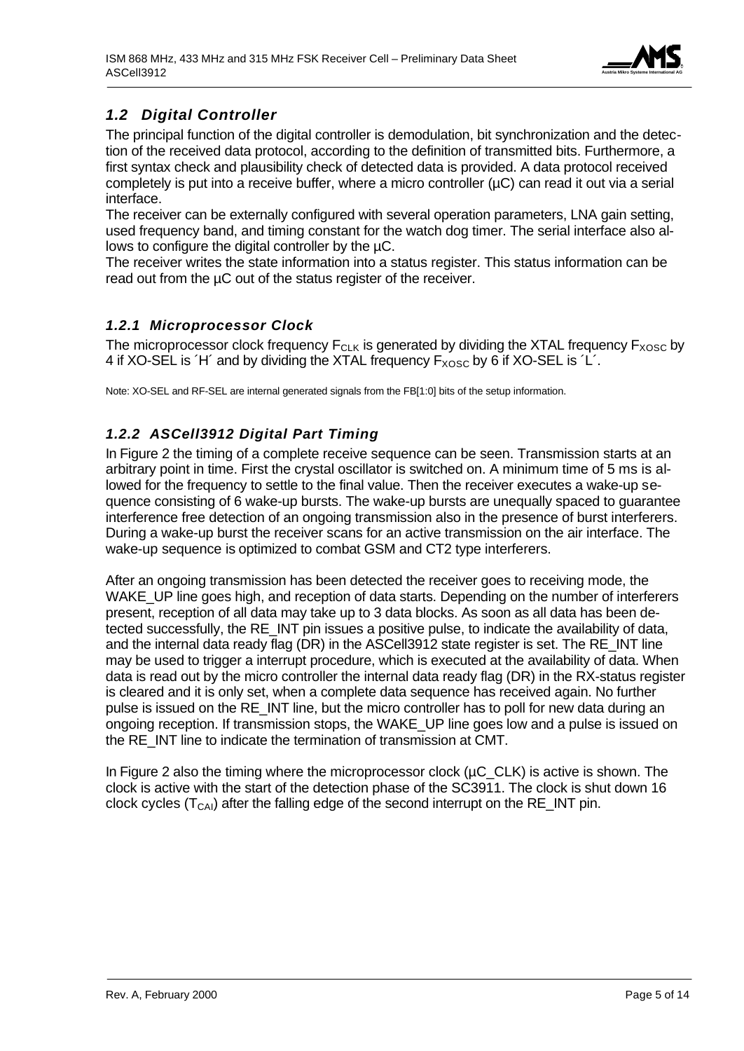## 1.2 Digital Controller

The principal function of the digital controller is demodulation, bit synchronization and the detection of the received data protocol, according to the definition of transmitted bits. Furthermore, a first syntax check and plausibility check of detected data is provided. A data protocol received completely is put into a receive buffer, where a micro controller (µC) can read it out via a serial interface.
The receiver can be externally configured with several operation parameters, LNA gain setting, used frequency band, and timing constant for the watch dog timer. The serial interface also allows to configure the digital controller by the µC.
The receiver writes the state information into a status register. This status information can be read out from the µC out of the status register of the receiver.

### 1.2.1 Microprocessor Clock

The microprocessor clock frequency $F_{CLK}$ is generated by dividing the XTAL frequency $F_{XOSC}$ by 4 if XO-SEL is ´H´ and by dividing the XTAL frequency $F_{XOSC}$ by 6 if XO-SEL is ´L´.

Note: XO-SEL and RF-SEL are internal generated signals from the FB[1:0] bits of the setup information.

### 1.2.2 ASCell3912 Digital Part Timing

In Figure 2 the timing of a complete receive sequence can be seen. Transmission starts at an arbitrary point in time. First the crystal oscillator is switched on. A minimum time of 5 ms is allowed for the frequency to settle to the final value. Then the receiver executes a wake-up sequence consisting of 6 wake-up bursts. The wake-up bursts are unequally spaced to guarantee interference free detection of an ongoing transmission also in the presence of burst interferers. During a wake-up burst the receiver scans for an active transmission on the air interface. The wake-up sequence is optimized to combat GSM and CT2 type interferers.

After an ongoing transmission has been detected the receiver goes to receiving mode, the WAKE_UP line goes high, and reception of data starts. Depending on the number of interferers present, reception of all data may take up to 3 data blocks. As soon as all data has been detected successfully, the RE_INT pin issues a positive pulse, to indicate the availability of data, and the internal data ready flag (DR) in the ASCell3912 state register is set. The RE_INT line may be used to trigger a interrupt procedure, which is executed at the availability of data. When data is read out by the micro controller the internal data ready flag (DR) in the RX-status register is cleared and it is only set, when a complete data sequence has received again. No further pulse is issued on the RE_INT line, but the micro controller has to poll for new data during an ongoing reception. If transmission stops, the WAKE_UP line goes low and a pulse is issued on the RE_INT line to indicate the termination of transmission at CMT.

In Figure 2 also the timing where the microprocessor clock (µC_CLK) is active is shown. The clock is active with the start of the detection phase of the SC3911. The clock is shut down 16 clock cycles ($T_{CAI}$) after the falling edge of the second interrupt on the RE_INT pin.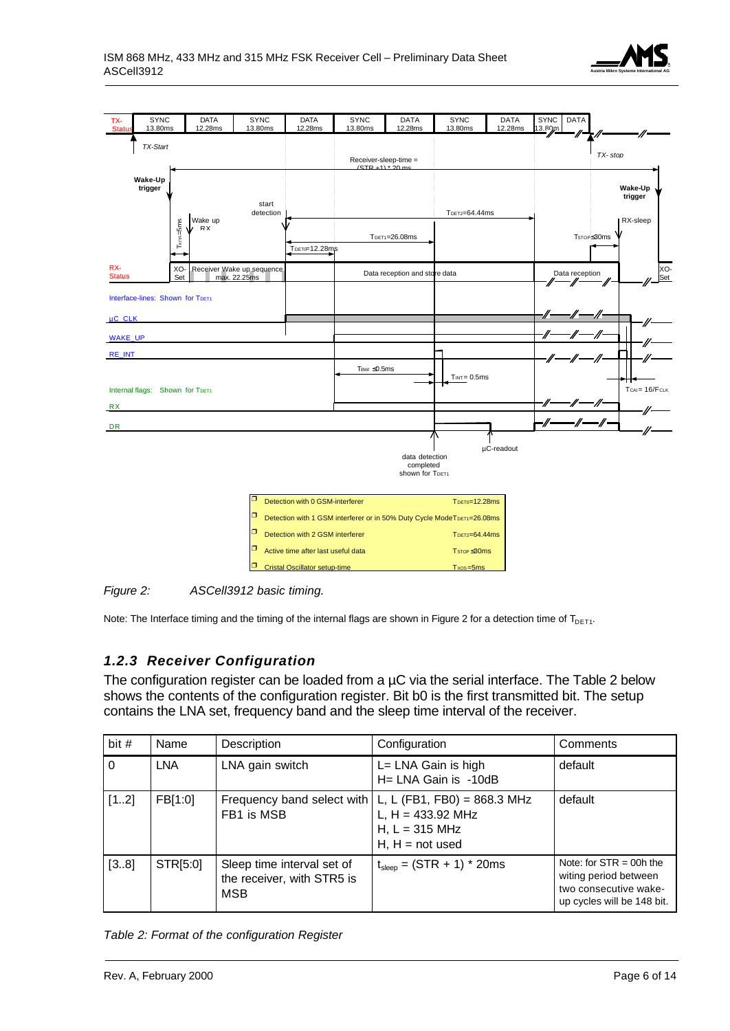| TX-Status | SYNC 13.80ms | DATA 12.28ms | SYNC 13.80ms | DATA 12.28ms | SYNC 13.80ms | DATA 12.28ms | SYNC 13.80ms | DATA 12.28ms | SYNC 13.80ms | DATA |
|---|---|---|---|---|---|---|---|---|---|---|

TX-Start

TX- stop

Receiver-sleep-time = (STR +1) * 20 ms

Wake-Up trigger

Wake-Up trigger

start detection

$T_{DET2}$=64.44ms

Wake up RX

$T_{XOS}$=5ms

RX-sleep

$T_{DET1}$=26.08ms

$T_{STOP}$≤30ms

$T_{DET0}$=12.28ms

RX-Status: XO-Set | Receiver Wake up sequence max. 22.25ms | Data reception and store data | Data reception | XO-Set

Interface-lines: Shown for $T_{DET1}$

µC_CLK

WAKE_UP

RE_INT

$T_{BWI}$ ≤0.5ms

$T_{INT}$ = 0.5ms

Internal flags: Shown for $T_{DET1}$

$T_{CAI}$ = 16/$F_{CLK}$

RX

DR

data detection completed shown for $T_{DET1}$

µC-readout

| | |
|---|---|
| Detection with 0 GSM-interferer | $T_{DET0}$=12.28ms |
| Detection with 1 GSM interferer or in 50% Duty Cycle Mode | $T_{DET1}$=26.08ms |
| Detection with 2 GSM interferer | $T_{DET2}$=64.44ms |
| Active time after last useful data | $T_{STOP}$ ≤30ms |
| Cristal Oscillator setup-time | $T_{XOS}$=5ms |

*Figure 2: ASCell3912 basic timing.*

Note: The Interface timing and the timing of the internal flags are shown in Figure 2 for a detection time of $T_{DET1}$.

### *1.2.3 Receiver Configuration*

The configuration register can be loaded from a µC via the serial interface. The Table 2 below shows the contents of the configuration register. Bit b0 is the first transmitted bit. The setup contains the LNA set, frequency band and the sleep time interval of the receiver.

| bit # | Name | Description | Configuration | Comments |
|---|---|---|---|---|
| 0 | LNA | LNA gain switch | L= LNA Gain is high<br>H= LNA Gain is -10dB | default |
| [1..2] | FB[1:0] | Frequency band select with FB1 is MSB | L, L (FB1, FB0) = 868.3 MHz<br>L, H = 433.92 MHz<br>H, L = 315 MHz<br>H, H = not used | default |
| [3..8] | STR[5:0] | Sleep time interval set of the receiver, with STR5 is MSB | $t_{sleep}$ = (STR + 1) * 20ms | Note: for STR = 00h the witing period between two consecutive wake-up cycles will be 148 bit. |

*Table 2: Format of the configuration Register*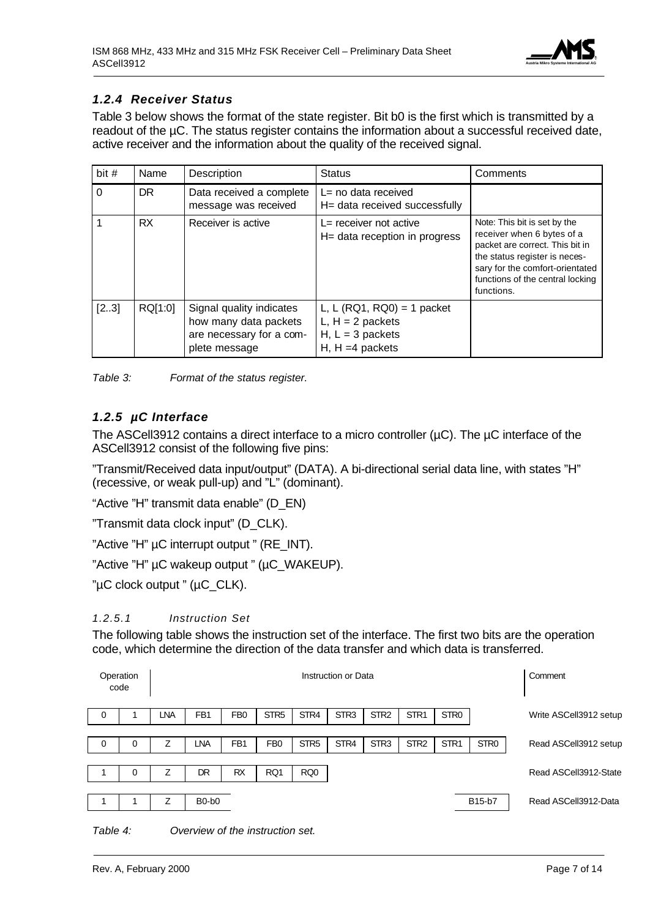### *1.2.4 Receiver Status*

Table 3 below shows the format of the state register. Bit b0 is the first which is transmitted by a readout of the µC. The status register contains the information about a successful received date, active receiver and the information about the quality of the received signal.

| bit # | Name | Description | Status | Comments |
|---|---|---|---|---|
| 0 | DR | Data received a complete message was received | L= no data received<br>H= data received successfully | |
| 1 | RX | Receiver is active | L= receiver not active<br>H= data reception in progress | Note: This bit is set by the receiver when 6 bytes of a packet are correct. This bit in the status register is necessary for the comfort-orientated functions of the central locking functions. |
| [2..3] | RQ[1:0] | Signal quality indicates how many data packets are necessary for a complete message | L, L (RQ1, RQ0) = 1 packet<br>L, H = 2 packets<br>H, L = 3 packets<br>H, H =4 packets | |

*Table 3: Format of the status register.*

### *1.2.5 µC Interface*

The ASCell3912 contains a direct interface to a micro controller (µC). The µC interface of the ASCell3912 consist of the following five pins:

"Transmit/Received data input/output" (DATA). A bi-directional serial data line, with states "H" (recessive, or weak pull-up) and "L" (dominant).

"Active "H" transmit data enable" (D_EN)

"Transmit data clock input" (D_CLK).

"Active "H" µC interrupt output " (RE_INT).

"Active "H" µC wakeup output " (µC_WAKEUP).

"µC clock output " (µC_CLK).

#### *1.2.5.1 Instruction Set*

The following table shows the instruction set of the interface. The first two bits are the operation code, which determine the direction of the data transfer and which data is transferred.

| Operation code | | Instruction or Data | | | | | | | | | | Comment |
|---|---|---|---|---|---|---|---|---|---|---|---|---|
| 0 | 1 | LNA | FB1 | FB0 | STR5 | STR4 | STR3 | STR2 | STR1 | STR0 | | Write ASCell3912 setup |
| 0 | 0 | Z | LNA | FB1 | FB0 | STR5 | STR4 | STR3 | STR2 | STR1 | STR0 | Read ASCell3912 setup |
| 1 | 0 | Z | DR | RX | RQ1 | RQ0 | | | | | | Read ASCell3912-State |
| 1 | 1 | Z | B0-b0 | | | | | | | | B15-b7 | Read ASCell3912-Data |

*Table 4: Overview of the instruction set.*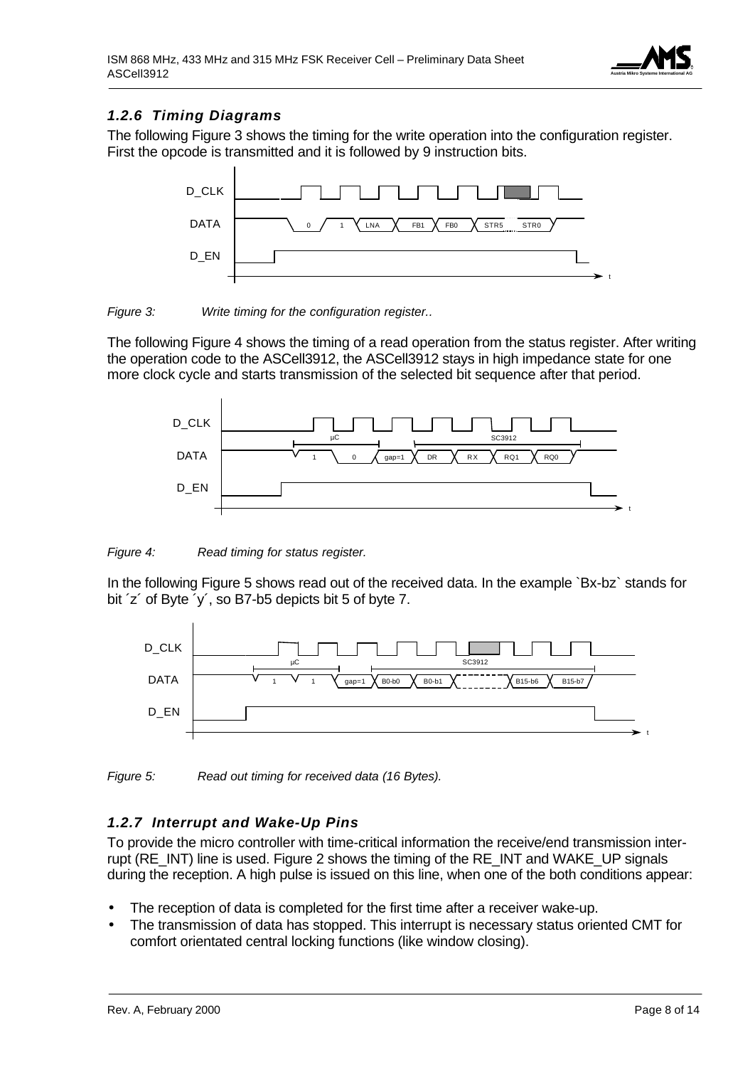### 1.2.6 Timing Diagrams

The following Figure 3 shows the timing for the write operation into the configuration register. First the opcode is transmitted and it is followed by 9 instruction bits.

*Figure 3: Write timing for the configuration register..*

The following Figure 4 shows the timing of a read operation from the status register. After writing the operation code to the ASCell3912, the ASCell3912 stays in high impedance state for one more clock cycle and starts transmission of the selected bit sequence after that period.

*Figure 4: Read timing for status register.*

In the following Figure 5 shows read out of the received data. In the example `Bx-bz` stands for bit ´z´ of Byte ´y´, so B7-b5 depicts bit 5 of byte 7.

*Figure 5: Read out timing for received data (16 Bytes).*

### 1.2.7 Interrupt and Wake-Up Pins

To provide the micro controller with time-critical information the receive/end transmission interrupt (RE_INT) line is used. Figure 2 shows the timing of the RE_INT and WAKE_UP signals during the reception. A high pulse is issued on this line, when one of the both conditions appear:

- The reception of data is completed for the first time after a receiver wake-up.
- The transmission of data has stopped. This interrupt is necessary status oriented CMT for comfort orientated central locking functions (like window closing).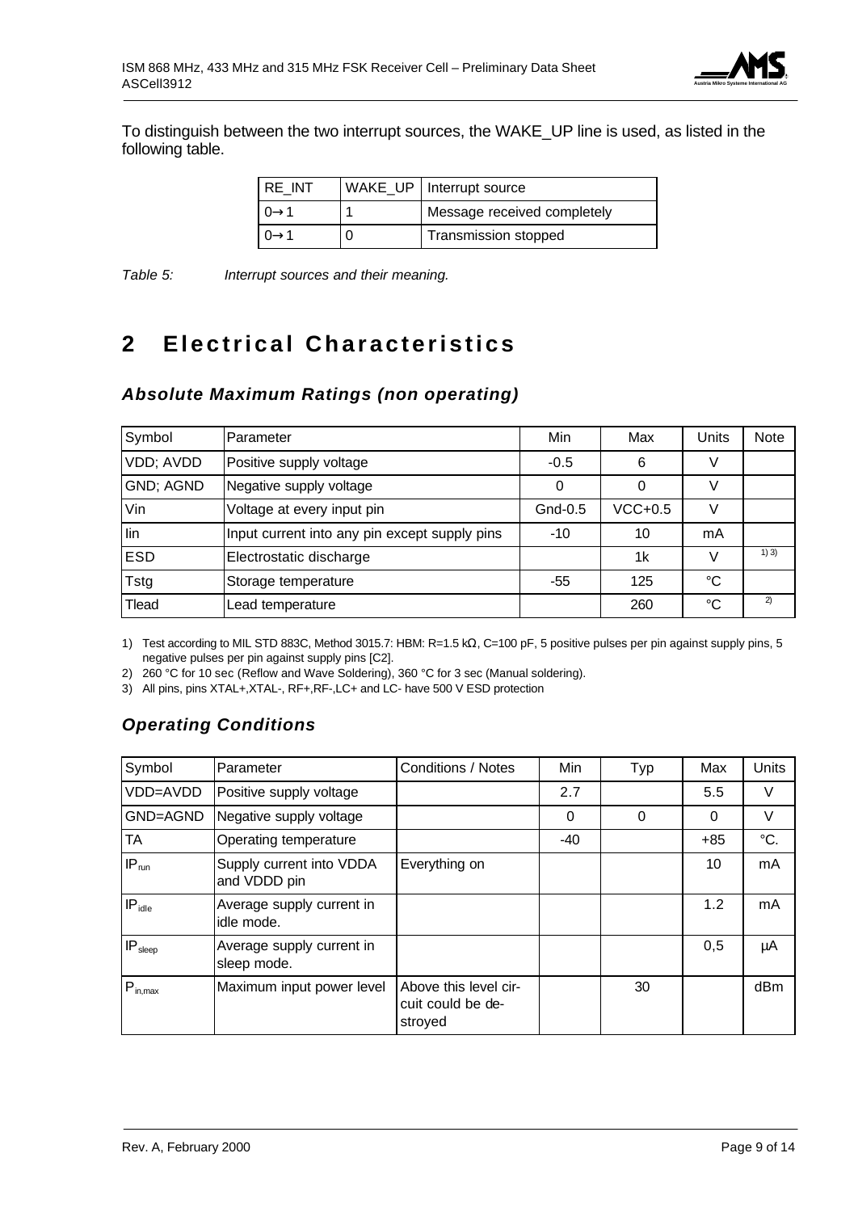To distinguish between the two interrupt sources, the WAKE_UP line is used, as listed in the following table.

| RE_INT | WAKE_UP | Interrupt source |
|---|---|---|
| 0→1 | 1 | Message received completely |
| 0→1 | 0 | Transmission stopped |

*Table 5: Interrupt sources and their meaning.*

# 2 Electrical Characteristics

### *Absolute Maximum Ratings (non operating)*

| Symbol | Parameter | Min | Max | Units | Note |
|---|---|---|---|---|---|
| VDD; AVDD | Positive supply voltage | -0.5 | 6 | V | |
| GND; AGND | Negative supply voltage | 0 | 0 | V | |
| Vin | Voltage at every input pin | Gnd-0.5 | VCC+0.5 | V | |
| Iin | Input current into any pin except supply pins | -10 | 10 | mA | |
| ESD | Electrostatic discharge | | 1k | V | 1) 3) |
| Tstg | Storage temperature | -55 | 125 | °C | |
| Tlead | Lead temperature | | 260 | °C | 2) |

1) Test according to MIL STD 883C, Method 3015.7: HBM: R=1.5 kΩ, C=100 pF, 5 positive pulses per pin against supply pins, 5 negative pulses per pin against supply pins [C2].

2) 260 °C for 10 sec (Reflow and Wave Soldering), 360 °C for 3 sec (Manual soldering).

3) All pins, pins XTAL+,XTAL-, RF+,RF-,LC+ and LC- have 500 V ESD protection

### *Operating Conditions*

| Symbol | Parameter | Conditions / Notes | Min | Typ | Max | Units |
|---|---|---|---|---|---|---|
| VDD=AVDD | Positive supply voltage | | 2.7 | | 5.5 | V |
| GND=AGND | Negative supply voltage | | 0 | 0 | 0 | V |
| TA | Operating temperature | | -40 | | +85 | °C. |
| $IP_{run}$ | Supply current into VDDA and VDDD pin | Everything on | | | 10 | mA |
| $IP_{idle}$ | Average supply current in idle mode. | | | | 1.2 | mA |
| $IP_{sleep}$ | Average supply current in sleep mode. | | | | 0,5 | µA |
| $P_{in,max}$ | Maximum input power level | Above this level circuit could be destroyed | | 30 | | dBm |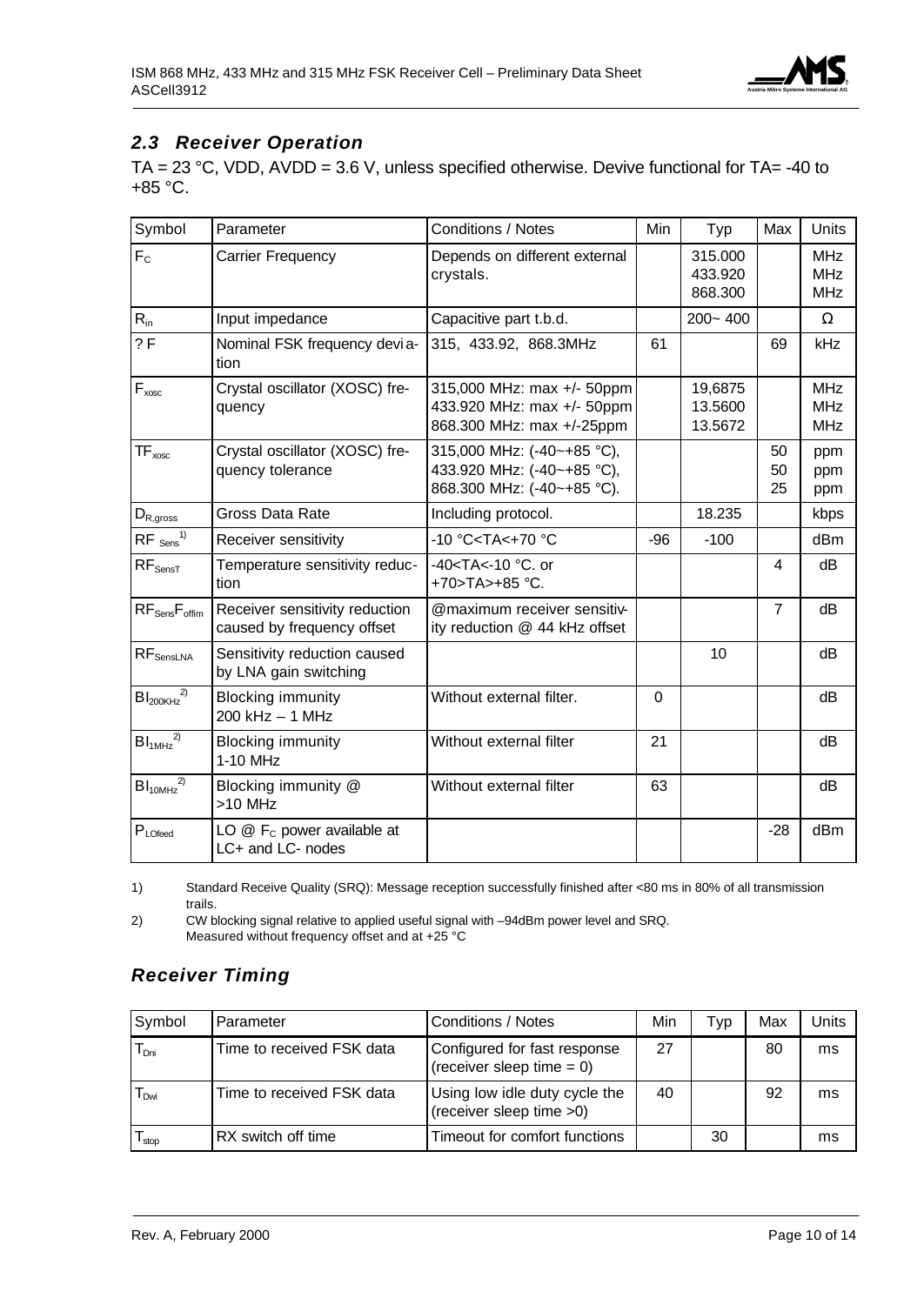## 2.3 Receiver Operation

TA = 23 °C, VDD, AVDD = 3.6 V, unless specified otherwise. Devive functional for TA= -40 to +85 °C.

| Symbol | Parameter | Conditions / Notes | Min | Typ | Max | Units |
|---|---|---|---|---|---|---|
| $F_C$ | Carrier Frequency | Depends on different external crystals. | | 315.000<br>433.920<br>868.300 | | MHz<br>MHz<br>MHz |
| $R_{in}$ | Input impedance | Capacitive part t.b.d. | | 200~ 400 | | Ω |
| ? F | Nominal FSK frequency deviation | 315, 433.92, 868.3MHz | 61 | | 69 | kHz |
| $F_{xosc}$ | Crystal oscillator (XOSC) frequency | 315,000 MHz: max +/- 50ppm<br>433.920 MHz: max +/- 50ppm<br>868.300 MHz: max +/-25ppm | | 19,6875<br>13.5600<br>13.5672 | | MHz<br>MHz<br>MHz |
| $TF_{xosc}$ | Crystal oscillator (XOSC) frequency tolerance | 315,000 MHz: (-40~+85 °C),<br>433.920 MHz: (-40~+85 °C),<br>868.300 MHz: (-40~+85 °C). | | | 50<br>50<br>25 | ppm<br>ppm<br>ppm |
| $D_{R,gross}$ | Gross Data Rate | Including protocol. | | 18.235 | | kbps |
| $RF_{Sens}$ [1) ] | Receiver sensitivity | -10 °C<TA<+70 °C | -96 | -100 | | dBm |
| $RF_{SensT}$ | Temperature sensitivity reduction | -40<TA<-10 °C. or +70>TA>+85 °C. | | | 4 | dB |
| $RF_{Sens}F_{offim}$ | Receiver sensitivity reduction caused by frequency offset | @maximum receiver sensitivity reduction @ 44 kHz offset | | | 7 | dB |
| $RF_{SensLNA}$ | Sensitivity reduction caused by LNA gain switching | | | 10 | | dB |
| $BI_{200KHz}$ [2)] | Blocking immunity<br>200 kHz – 1 MHz | Without external filter. | 0 | | | dB |
| $BI_{1MHz}$ [2)] | Blocking immunity<br>1-10 MHz | Without external filter | 21 | | | dB |
| $BI_{10MHz}$ [2)] | Blocking immunity @<br>>10 MHz | Without external filter | 63 | | | dB |
| $P_{LOfeed}$ | LO @ $F_C$ power available at LC+ and LC- nodes | | | | -28 | dBm |

1) Standard Receive Quality (SRQ): Message reception successfully finished after <80 ms in 80% of all transmission trails.

2) CW blocking signal relative to applied useful signal with –94dBm power level and SRQ.
Measured without frequency offset and at +25 °C

## Receiver Timing

| Symbol | Parameter | Conditions / Notes | Min | Typ | Max | Units |
|---|---|---|---|---|---|---|
| $T_{Dni}$ | Time to received FSK data | Configured for fast response (receiver sleep time = 0) | 27 | | 80 | ms |
| $T_{Dwi}$ | Time to received FSK data | Using low idle duty cycle the (receiver sleep time >0) | 40 | | 92 | ms |
| $T_{stop}$ | RX switch off time | Timeout for comfort functions | | 30 | | ms |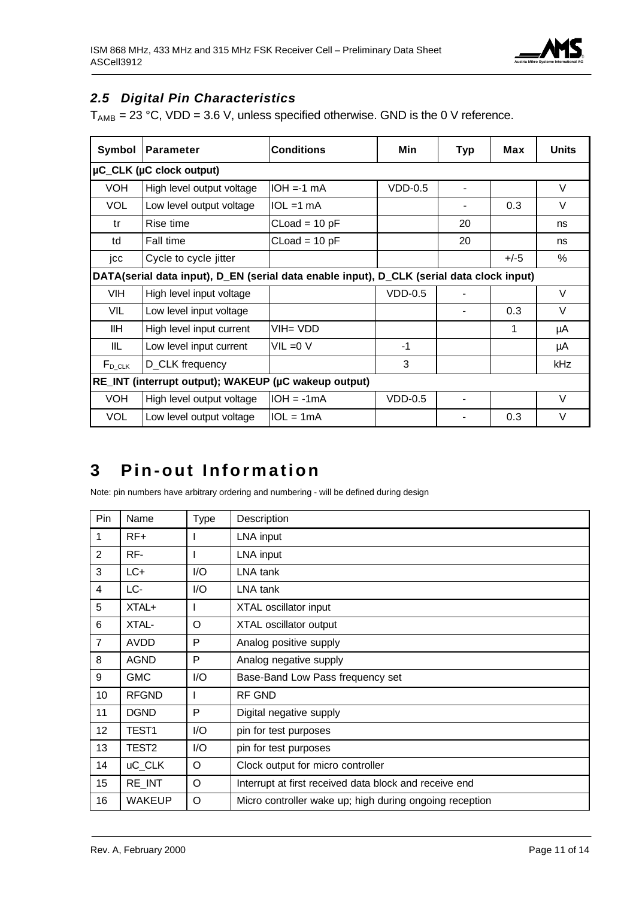### *2.5 Digital Pin Characteristics*

$T_{AMB}$ = 23 °C, VDD = 3.6 V, unless specified otherwise. GND is the 0 V reference.

| Symbol | Parameter | Conditions | Min | Typ | Max | Units |
|---|---|---|---|---|---|---|
| **µC_CLK (µC clock output)** | | | | | | |
| VOH | High level output voltage | IOH =-1 mA | VDD-0.5 | - | | V |
| VOL | Low level output voltage | IOL =1 mA | | - | 0.3 | V |
| tr | Rise time | CLoad = 10 pF | | 20 | | ns |
| td | Fall time | CLoad = 10 pF | | 20 | | ns |
| jcc | Cycle to cycle jitter | | | | +/-5 | % |
| **DATA(serial data input), D_EN (serial data enable input), D_CLK (serial data clock input)** | | | | | | |
| VIH | High level input voltage | | VDD-0.5 | - | | V |
| VIL | Low level input voltage | | | - | 0.3 | V |
| IIH | High level input current | VIH= VDD | | | 1 | µA |
| IIL | Low level input current | VIL =0 V | -1 | | | µA |
| $F_{D\_CLK}$ | D_CLK frequency | | 3 | | | kHz |
| **RE_INT (interrupt output); WAKEUP (µC wakeup output)** | | | | | | |
| VOH | High level output voltage | IOH = -1mA | VDD-0.5 | - | | V |
| VOL | Low level output voltage | IOL = 1mA | | - | 0.3 | V |

# 3 Pin-out Information

Note: pin numbers have arbitrary ordering and numbering - will be defined during design

| Pin | Name | Type | Description |
|---|---|---|---|
| 1 | RF+ | I | LNA input |
| 2 | RF- | I | LNA input |
| 3 | LC+ | I/O | LNA tank |
| 4 | LC- | I/O | LNA tank |
| 5 | XTAL+ | I | XTAL oscillator input |
| 6 | XTAL- | O | XTAL oscillator output |
| 7 | AVDD | P | Analog positive supply |
| 8 | AGND | P | Analog negative supply |
| 9 | GMC | I/O | Base-Band Low Pass frequency set |
| 10 | RFGND | I | RF GND |
| 11 | DGND | P | Digital negative supply |
| 12 | TEST1 | I/O | pin for test purposes |
| 13 | TEST2 | I/O | pin for test purposes |
| 14 | uC_CLK | O | Clock output for micro controller |
| 15 | RE_INT | O | Interrupt at first received data block and receive end |
| 16 | WAKEUP | O | Micro controller wake up; high during ongoing reception |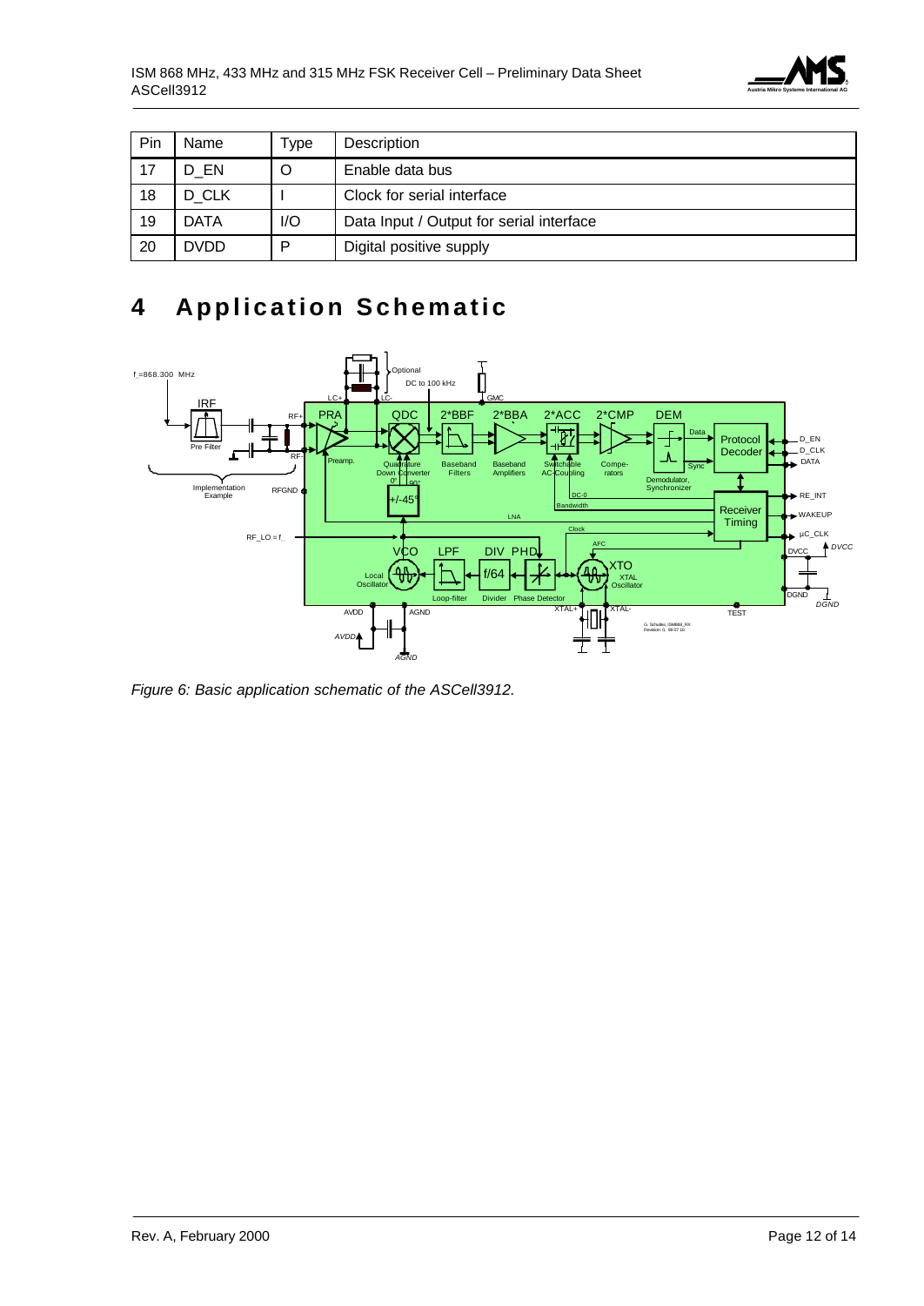| Pin | Name | Type | Description |
| --- | --- | --- | --- |
| 17 | D_EN | O | Enable data bus |
| 18 | D_CLK | I | Clock for serial interface |
| 19 | DATA | I/O | Data Input / Output for serial interface |
| 20 | DVDD | P | Digital positive supply |

# 4 Application Schematic

*Figure 6: Basic application schematic of the ASCell3912.*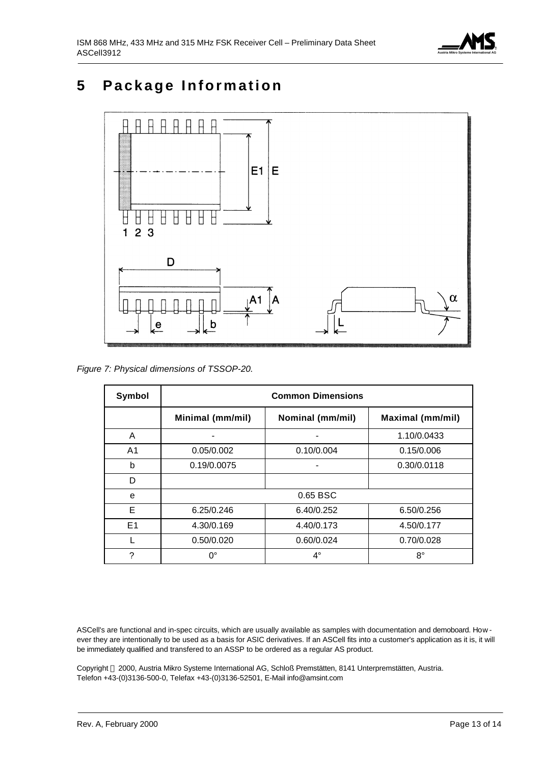# 5 Package Information

*Figure 7: Physical dimensions of TSSOP-20.*

| Symbol | Common Dimensions | | |
|---|---|---|---|
| | **Minimal (mm/mil)** | **Nominal (mm/mil)** | **Maximal (mm/mil)** |
| A | - | - | 1.10/0.0433 |
| A1 | 0.05/0.002 | 0.10/0.004 | 0.15/0.006 |
| b | 0.19/0.0075 | - | 0.30/0.0118 |
| D | | | |
| e | 0.65 BSC | | |
| E | 6.25/0.246 | 6.40/0.252 | 6.50/0.256 |
| E1 | 4.30/0.169 | 4.40/0.173 | 4.50/0.177 |
| L | 0.50/0.020 | 0.60/0.024 | 0.70/0.028 |
| ? | 0° | 4° | 8° |

ASCell's are functional and in-spec circuits, which are usually available as samples with documentation and demoboard. However they are intentionally to be used as a basis for ASIC derivatives. If an ASCell fits into a customer's application as it is, it will be immediately qualified and transfered to an ASSP to be ordered as a regular AS product.

Copyright  2000, Austria Mikro Systeme International AG, Schloß Premstätten, 8141 Unterpremstätten, Austria.
Telefon +43-(0)3136-500-0, Telefax +43-(0)3136-52501, E-Mail info@amsint.com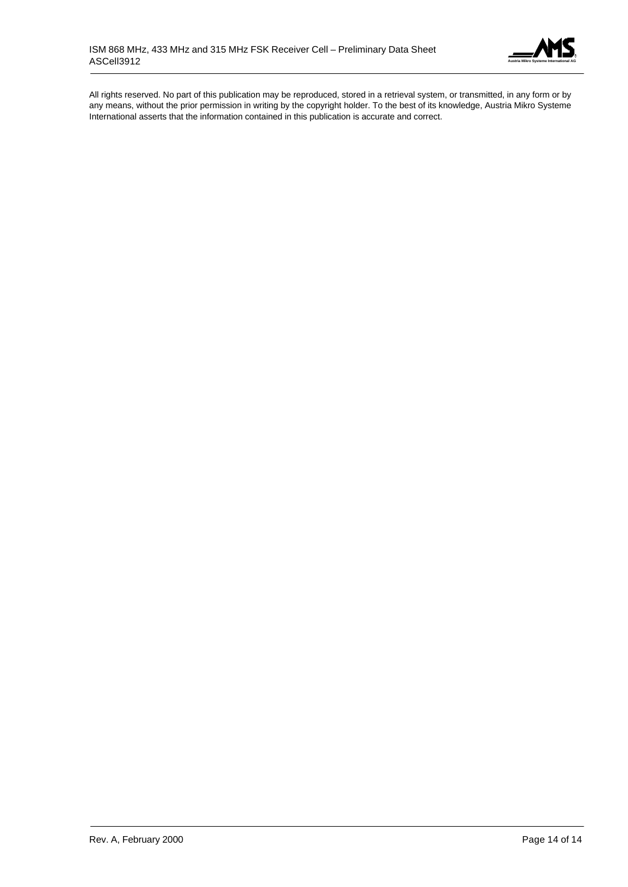All rights reserved. No part of this publication may be reproduced, stored in a retrieval system, or transmitted, in any form or by any means, without the prior permission in writing by the copyright holder. To the best of its knowledge, Austria Mikro Systeme International asserts that the information contained in this publication is accurate and correct.